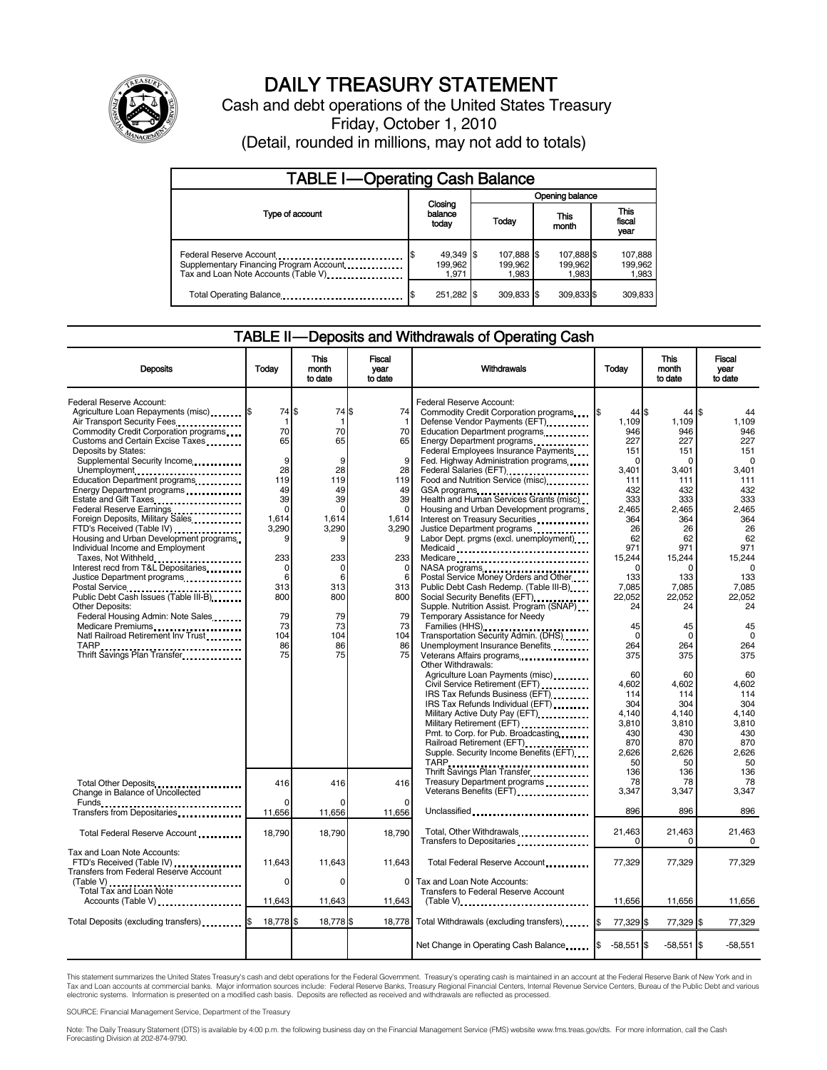# DAILY TREASURY STATEMENT

Cash and debt operations of the United States Treasury

Friday, October 1, 2010

(Detail, rounded in millions, may not add to totals)

## TABLE I—Operating Cash Balance

| Type of account | Closing balance today | Opening balance Today | This month | This fiscal year |
|---|---|---|---|---|
| Federal Reserve Account | $ 49,349 | $ 107,888 | $ 107,888 | $ 107,888 |
| Supplementary Financing Program Account | 199,962 | 199,962 | 199,962 | 199,962 |
| Tax and Loan Note Accounts (Table V) | 1,971 | 1,983 | 1,983 | 1,983 |
| Total Operating Balance | $ 251,282 | $ 309,833 | $ 309,833 | $ 309,833 |

## TABLE II—Deposits and Withdrawals of Operating Cash

| Deposits | Today | This month to date | Fiscal year to date |
|---|---|---|---|
| Federal Reserve Account: | | | |
| Agriculture Loan Repayments (misc) | $ 74 | $ 74 | $ 74 |
| Air Transport Security Fees | 1 | 1 | 1 |
| Commodity Credit Corporation programs | 70 | 70 | 70 |
| Customs and Certain Excise Taxes | 65 | 65 | 65 |
| Deposits by States: | | | |
| Supplemental Security Income | 9 | 9 | 9 |
| Unemployment | 28 | 28 | 28 |
| Education Department programs | 119 | 119 | 119 |
| Energy Department programs | 49 | 49 | 49 |
| Estate and Gift Taxes | 39 | 39 | 39 |
| Federal Reserve Earnings | 0 | 0 | 0 |
| Foreign Deposits, Military Sales | 1,614 | 1,614 | 1,614 |
| FTD's Received (Table IV) | 3,290 | 3,290 | 3,290 |
| Housing and Urban Development programs | 9 | 9 | 9 |
| Individual Income and Employment Taxes, Not Withheld | 233 | 233 | 233 |
| Interest recd from T&L Depositaries | 0 | 0 | 0 |
| Justice Department programs | 6 | 6 | 6 |
| Postal Service | 313 | 313 | 313 |
| Public Debt Cash Issues (Table III-B) | 800 | 800 | 800 |
| Other Deposits: | | | |
| Federal Housing Admin: Note Sales | 79 | 79 | 79 |
| Medicare Premiums | 73 | 73 | 73 |
| Natl Railroad Retirement Inv Trust | 104 | 104 | 104 |
| TARP | 86 | 86 | 86 |
| Thrift Savings Plan Transfer | 75 | 75 | 75 |
| Total Other Deposits | 416 | 416 | 416 |
| Change in Balance of Uncollected Funds | 0 | 0 | 0 |
| Transfers from Depositaries | 11,656 | 11,656 | 11,656 |
| Total Federal Reserve Account | 18,790 | 18,790 | 18,790 |
| Tax and Loan Note Accounts: | | | |
| FTD's Received (Table IV) | 11,643 | 11,643 | 11,643 |
| Transfers from Federal Reserve Account (Table V) | 0 | 0 | 0 |
| Total Tax and Loan Note Accounts (Table V) | 11,643 | 11,643 | 11,643 |
| Total Deposits (excluding transfers) | $ 18,778 | $ 18,778 | $ 18,778 |

| Withdrawals | Today | This month to date | Fiscal year to date |
|---|---|---|---|
| Federal Reserve Account: | | | |
| Commodity Credit Corporation programs | $ 44 | $ 44 | $ 44 |
| Defense Vendor Payments (EFT) | 1,109 | 1,109 | 1,109 |
| Education Department programs | 946 | 946 | 946 |
| Energy Department programs | 227 | 227 | 227 |
| Federal Employees Insurance Payments | 151 | 151 | 151 |
| Fed. Highway Administration programs | 0 | 0 | 0 |
| Federal Salaries (EFT) | 3,401 | 3,401 | 3,401 |
| Food and Nutrition Service (misc) | 111 | 111 | 111 |
| GSA programs | 432 | 432 | 432 |
| Health and Human Services Grants (misc) | 333 | 333 | 333 |
| Housing and Urban Development programs | 2,465 | 2,465 | 2,465 |
| Interest on Treasury Securities | 364 | 364 | 364 |
| Justice Department programs | 26 | 26 | 26 |
| Labor Dept. prgms (excl. unemployment) | 62 | 62 | 62 |
| Medicaid | 971 | 971 | 971 |
| Medicare | 15,244 | 15,244 | 15,244 |
| NASA programs | 0 | 0 | 0 |
| Postal Service Money Orders and Other | 133 | 133 | 133 |
| Public Debt Cash Redemp. (Table III-B) | 7,085 | 7,085 | 7,085 |
| Social Security Benefits (EFT) | 22,052 | 22,052 | 22,052 |
| Supple. Nutrition Assist. Program (SNAP) | 24 | 24 | 24 |
| Temporary Assistance for Needy Families (HHS) | 45 | 45 | 45 |
| Transportation Security Admin. (DHS) | 0 | 0 | 0 |
| Unemployment Insurance Benefits | 264 | 264 | 264 |
| Veterans Affairs programs | 375 | 375 | 375 |
| Other Withdrawals: | | | |
| Agriculture Loan Payments (misc) | 60 | 60 | 60 |
| Civil Service Retirement (EFT) | 4,602 | 4,602 | 4,602 |
| IRS Tax Refunds Business (EFT) | 114 | 114 | 114 |
| IRS Tax Refunds Individual (EFT) | 304 | 304 | 304 |
| Military Active Duty Pay (EFT) | 4,140 | 4,140 | 4,140 |
| Military Retirement (EFT) | 3,810 | 3,810 | 3,810 |
| Pmt. to Corp. for Pub. Broadcasting | 430 | 430 | 430 |
| Railroad Retirement (EFT) | 870 | 870 | 870 |
| Supple. Security Income Benefits (EFT) | 2,626 | 2,626 | 2,626 |
| TARP | 50 | 50 | 50 |
| Thrift Savings Plan Transfer | 136 | 136 | 136 |
| Treasury Department programs | 78 | 78 | 78 |
| Veterans Benefits (EFT) | 3,347 | 3,347 | 3,347 |
| Unclassified | 896 | 896 | 896 |
| Total, Other Withdrawals | 21,463 | 21,463 | 21,463 |
| Transfers to Depositaries | 0 | 0 | 0 |
| Total Federal Reserve Account | 77,329 | 77,329 | 77,329 |
| Tax and Loan Note Accounts: | | | |
| Transfers to Federal Reserve Account (Table V) | 11,656 | 11,656 | 11,656 |
| Total Withdrawals (excluding transfers) | $ 77,329 | $ 77,329 | $ 77,329 |
| Net Change in Operating Cash Balance | $ -58,551 | $ -58,551 | $ -58,551 |

This statement summarizes the United States Treasury's cash and debt operations for the Federal Government. Treasury's operating cash is maintained in an account at the Federal Reserve Bank of New York and in Tax and Loan accounts at commercial banks. Major information sources include: Federal Reserve Banks, Treasury Regional Financial Centers, Internal Revenue Service Centers, Bureau of the Public Debt and various electronic systems. Information is presented on a modified cash basis. Deposits are reflected as received and withdrawals are reflected as processed.

SOURCE: Financial Management Service, Department of the Treasury

Note: The Daily Treasury Statement (DTS) is available by 4:00 p.m. the following business day on the Financial Management Service (FMS) website www.fms.treas.gov/dts. For more information, call the Cash Forecasting Division at 202-874-9790.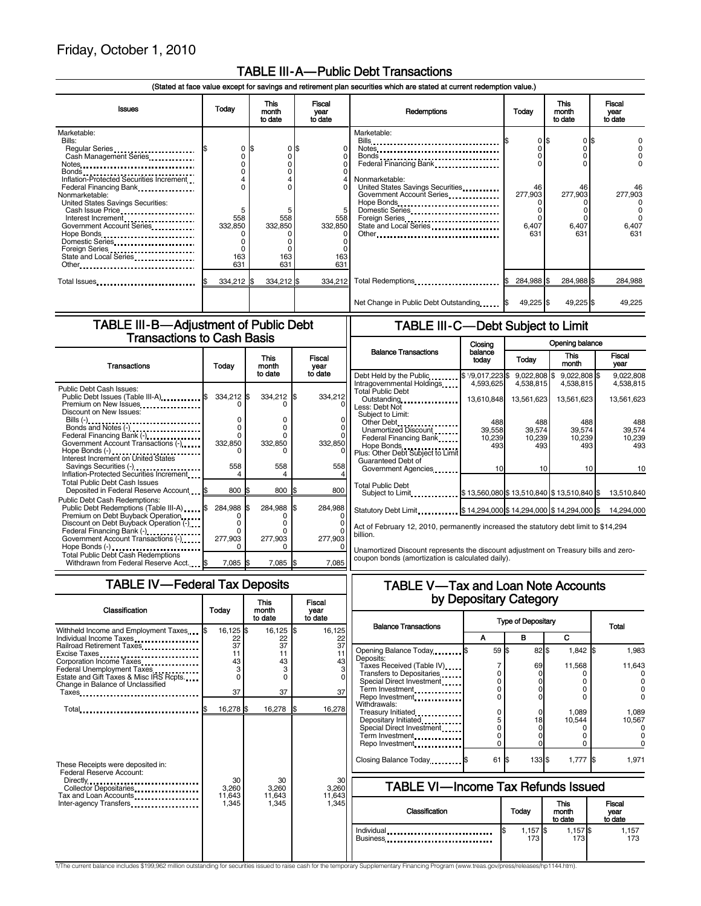Friday, October 1, 2010

## TABLE III-A—Public Debt Transactions

(Stated at face value except for savings and retirement plan securities which are stated at current redemption value.)

| Issues | Today | This month to date | Fiscal year to date |
|---|---|---|---|
| Marketable: | | | |
| Bills: | | | |
| Regular Series | $ 0 | $ 0 | $ 0 |
| Cash Management Series | 0 | 0 | 0 |
| Notes | 0 | 0 | 0 |
| Bonds | 0 | 0 | 0 |
| Inflation-Protected Securities Increment | 4 | 4 | 4 |
| Federal Financing Bank | 0 | 0 | 0 |
| Nonmarketable: | | | |
| United States Savings Securities: | | | |
| Cash Issue Price | 5 | 5 | 5 |
| Interest Increment | 558 | 558 | 558 |
| Government Account Series | 332,850 | 332,850 | 332,850 |
| Hope Bonds | 0 | 0 | 0 |
| Domestic Series | 0 | 0 | 0 |
| Foreign Series | 0 | 0 | 0 |
| State and Local Series | 163 | 163 | 163 |
| Other | 631 | 631 | 631 |
| Total Issues | $ 334,212 | $ 334,212 | $ 334,212 |

| Redemptions | Today | This month to date | Fiscal year to date |
|---|---|---|---|
| Marketable: | | | |
| Bills | $ 0 | $ 0 | $ 0 |
| Notes | 0 | 0 | 0 |
| Bonds | 0 | 0 | 0 |
| Federal Financing Bank | 0 | 0 | 0 |
| Nonmarketable: | | | |
| United States Savings Securities | 46 | 46 | 46 |
| Government Account Series | 277,903 | 277,903 | 277,903 |
| Hope Bonds | 0 | 0 | 0 |
| Domestic Series | 0 | 0 | 0 |
| Foreign Series | 0 | 0 | 0 |
| State and Local Series | 6,407 | 6,407 | 6,407 |
| Other | 631 | 631 | 631 |
| Total Redemptions | $ 284,988 | $ 284,988 | $ 284,988 |
| Net Change in Public Debt Outstanding | $ 49,225 | $ 49,225 | $ 49,225 |

## TABLE III-B—Adjustment of Public Debt Transactions to Cash Basis

| Transactions | Today | This month to date | Fiscal year to date |
|---|---|---|---|
| Public Debt Cash Issues: | | | |
| Public Debt Issues (Table III-A) | $ 334,212 | $ 334,212 | $ 334,212 |
| Premium on New Issues | 0 | 0 | 0 |
| Discount on New Issues: | | | |
| Bills (-) | 0 | 0 | 0 |
| Bonds and Notes (-) | 0 | 0 | 0 |
| Federal Financing Bank (-) | 0 | 0 | 0 |
| Government Account Transactions (-) | 332,850 | 332,850 | 332,850 |
| Hope Bonds (-) | 0 | 0 | 0 |
| Interest Increment on United States Savings Securities (-) | 558 | 558 | 558 |
| Inflation-Protected Securities Increment | 4 | 4 | 4 |
| Total Public Debt Cash Issues Deposited in Federal Reserve Account | $ 800 | $ 800 | $ 800 |
| Public Debt Cash Redemptions: | | | |
| Public Debt Redemptions (Table III-A) | $ 284,988 | $ 284,988 | $ 284,988 |
| Premium on Debt Buyback Operation | 0 | 0 | 0 |
| Discount on Debt Buyback Operation (-) | 0 | 0 | 0 |
| Federal Financing Bank (-) | 0 | 0 | 0 |
| Government Account Transactions (-) | 277,903 | 277,903 | 277,903 |
| Hope Bonds (-) | 0 | 0 | 0 |
| Total Public Debt Cash Redemptions Withdrawn from Federal Reserve Acct. | $ 7,085 | $ 7,085 | $ 7,085 |

## TABLE III-C—Debt Subject to Limit

| Balance Transactions | Closing balance today | Opening balance Today | Opening balance This month | Opening balance Fiscal year |
|---|---|---|---|---|
| Debt Held by the Public | $ [1]9,017,223 | $ 9,022,808 | $ 9,022,808 | $ 9,022,808 |
| Intragovernmental Holdings | 4,593,625 | 4,538,815 | 4,538,815 | 4,538,815 |
| Total Public Debt Outstanding | 13,610,848 | 13,561,623 | 13,561,623 | 13,561,623 |
| Less: Debt Not Subject to Limit: | | | | |
| Other Debt | 488 | 488 | 488 | 488 |
| Unamortized Discount | 39,558 | 39,574 | 39,574 | 39,574 |
| Federal Financing Bank | 10,239 | 10,239 | 10,239 | 10,239 |
| Hope Bonds | 493 | 493 | 493 | 493 |
| Plus: Other Debt Subject to Limit | | | | |
| Guaranteed Debt of Government Agencies | 10 | 10 | 10 | 10 |
| Total Public Debt Subject to Limit | $ 13,560,080 | $ 13,510,840 | $ 13,510,840 | $ 13,510,840 |
| Statutory Debt Limit | $ 14,294,000 | $ 14,294,000 | $ 14,294,000 | $ 14,294,000 |

Act of February 12, 2010, permanently increased the statutory debt limit to $14,294 billion.

Unamortized Discount represents the discount adjustment on Treasury bills and zero-coupon bonds (amortization is calculated daily).

## TABLE IV—Federal Tax Deposits

| Classification | Today | This month to date | Fiscal year to date |
|---|---|---|---|
| Withheld Income and Employment Taxes | $ 16,125 | $ 16,125 | $ 16,125 |
| Individual Income Taxes | 22 | 22 | 22 |
| Railroad Retirement Taxes | 37 | 37 | 37 |
| Excise Taxes | 11 | 11 | 11 |
| Corporation Income Taxes | 43 | 43 | 43 |
| Federal Unemployment Taxes | 3 | 3 | 3 |
| Estate and Gift Taxes & Misc IRS Rcpts. | 0 | 0 | 0 |
| Change in Balance of Unclassified Taxes | 37 | 37 | 37 |
| Total | $ 16,278 | $ 16,278 | $ 16,278 |
| These Receipts were deposited in: | | | |
| Federal Reserve Account: | | | |
| Directly | 30 | 30 | 30 |
| Collector Depositaries | 3,260 | 3,260 | 3,260 |
| Tax and Loan Accounts | 11,643 | 11,643 | 11,643 |
| Inter-agency Transfers | 1,345 | 1,345 | 1,345 |

## TABLE V—Tax and Loan Note Accounts by Depositary Category

| Balance Transactions | Type of Depositary A | B | C | Total |
|---|---|---|---|---|
| Opening Balance Today | $ 59 | $ 82 | $ 1,842 | $ 1,983 |
| Deposits: | | | | |
| Taxes Received (Table IV) | 7 | 69 | 11,568 | 11,643 |
| Transfers to Depositaries | 0 | 0 | 0 | 0 |
| Special Direct Investment | 0 | 0 | 0 | 0 |
| Term Investment | 0 | 0 | 0 | 0 |
| Repo Investment | 0 | 0 | 0 | 0 |
| Withdrawals: | | | | |
| Treasury Initiated | 0 | 0 | 1,089 | 1,089 |
| Depositary Initiated | 5 | 18 | 10,544 | 10,567 |
| Special Direct Investment | 0 | 0 | 0 | 0 |
| Term Investment | 0 | 0 | 0 | 0 |
| Repo Investment | 0 | 0 | 0 | 0 |
| Closing Balance Today | $ 61 | $ 133 | $ 1,777 | $ 1,971 |

## TABLE VI—Income Tax Refunds Issued

| Classification | Today | This month to date | Fiscal year to date |
|---|---|---|---|
| Individual | $ 1,157 | $ 1,157 | $ 1,157 |
| Business | 173 | 173 | 173 |

1/The current balance includes $199,962 million outstanding for securities issued to raise cash for the temporary Supplementary Financing Program (www.treas.gov/press/releases/hp1144.htm).